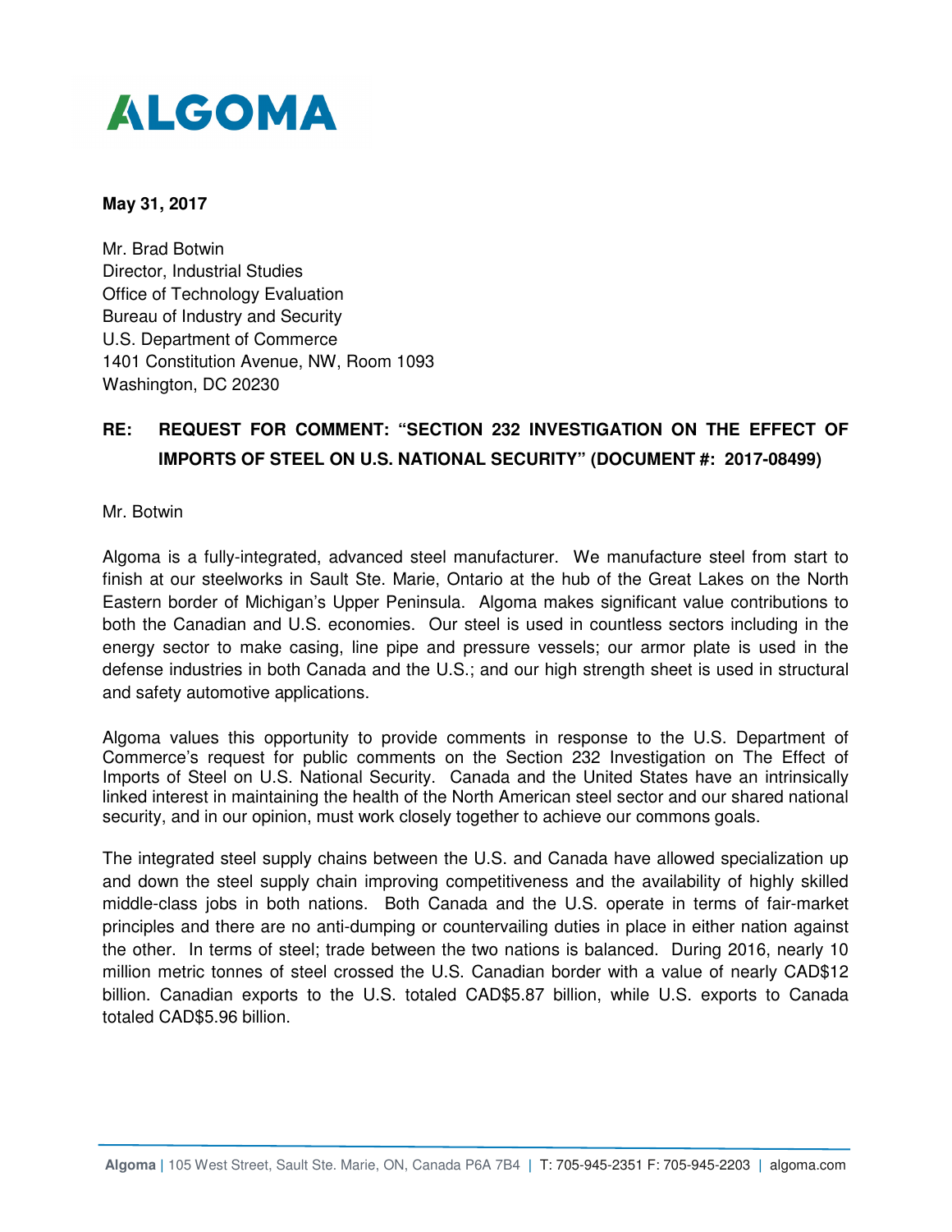**ALGOMA**

**May 31, 2017**

Mr. Brad Botwin
Director, Industrial Studies
Office of Technology Evaluation
Bureau of Industry and Security
U.S. Department of Commerce
1401 Constitution Avenue, NW, Room 1093
Washington, DC 20230

**RE: REQUEST FOR COMMENT: "SECTION 232 INVESTIGATION ON THE EFFECT OF IMPORTS OF STEEL ON U.S. NATIONAL SECURITY" (DOCUMENT #: 2017-08499)**

Mr. Botwin

Algoma is a fully-integrated, advanced steel manufacturer. We manufacture steel from start to finish at our steelworks in Sault Ste. Marie, Ontario at the hub of the Great Lakes on the North Eastern border of Michigan's Upper Peninsula. Algoma makes significant value contributions to both the Canadian and U.S. economies. Our steel is used in countless sectors including in the energy sector to make casing, line pipe and pressure vessels; our armor plate is used in the defense industries in both Canada and the U.S.; and our high strength sheet is used in structural and safety automotive applications.

Algoma values this opportunity to provide comments in response to the U.S. Department of Commerce's request for public comments on the Section 232 Investigation on The Effect of Imports of Steel on U.S. National Security. Canada and the United States have an intrinsically linked interest in maintaining the health of the North American steel sector and our shared national security, and in our opinion, must work closely together to achieve our commons goals.

The integrated steel supply chains between the U.S. and Canada have allowed specialization up and down the steel supply chain improving competitiveness and the availability of highly skilled middle-class jobs in both nations. Both Canada and the U.S. operate in terms of fair-market principles and there are no anti-dumping or countervailing duties in place in either nation against the other. In terms of steel; trade between the two nations is balanced. During 2016, nearly 10 million metric tonnes of steel crossed the U.S. Canadian border with a value of nearly CAD$12 billion. Canadian exports to the U.S. totaled CAD$5.87 billion, while U.S. exports to Canada totaled CAD$5.96 billion.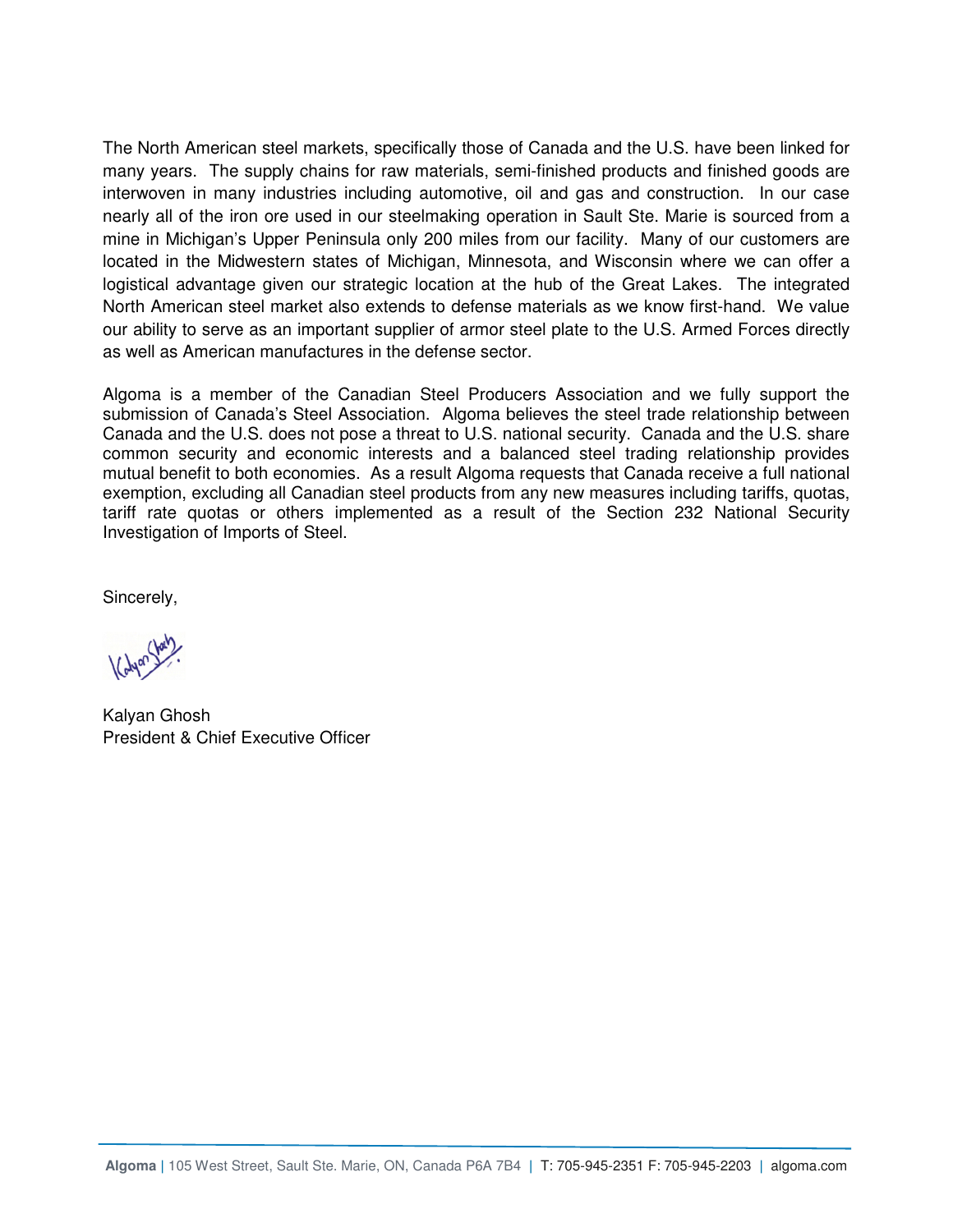The North American steel markets, specifically those of Canada and the U.S. have been linked for many years. The supply chains for raw materials, semi-finished products and finished goods are interwoven in many industries including automotive, oil and gas and construction. In our case nearly all of the iron ore used in our steelmaking operation in Sault Ste. Marie is sourced from a mine in Michigan's Upper Peninsula only 200 miles from our facility. Many of our customers are located in the Midwestern states of Michigan, Minnesota, and Wisconsin where we can offer a logistical advantage given our strategic location at the hub of the Great Lakes. The integrated North American steel market also extends to defense materials as we know first-hand. We value our ability to serve as an important supplier of armor steel plate to the U.S. Armed Forces directly as well as American manufactures in the defense sector.

Algoma is a member of the Canadian Steel Producers Association and we fully support the submission of Canada's Steel Association. Algoma believes the steel trade relationship between Canada and the U.S. does not pose a threat to U.S. national security. Canada and the U.S. share common security and economic interests and a balanced steel trading relationship provides mutual benefit to both economies. As a result Algoma requests that Canada receive a full national exemption, excluding all Canadian steel products from any new measures including tariffs, quotas, tariff rate quotas or others implemented as a result of the Section 232 National Security Investigation of Imports of Steel.

Sincerely,

Kalyan Ghosh
President & Chief Executive Officer

**Algoma** | 105 West Street, Sault Ste. Marie, ON, Canada P6A 7B4 | T: 705-945-2351 F: 705-945-2203 | algoma.com